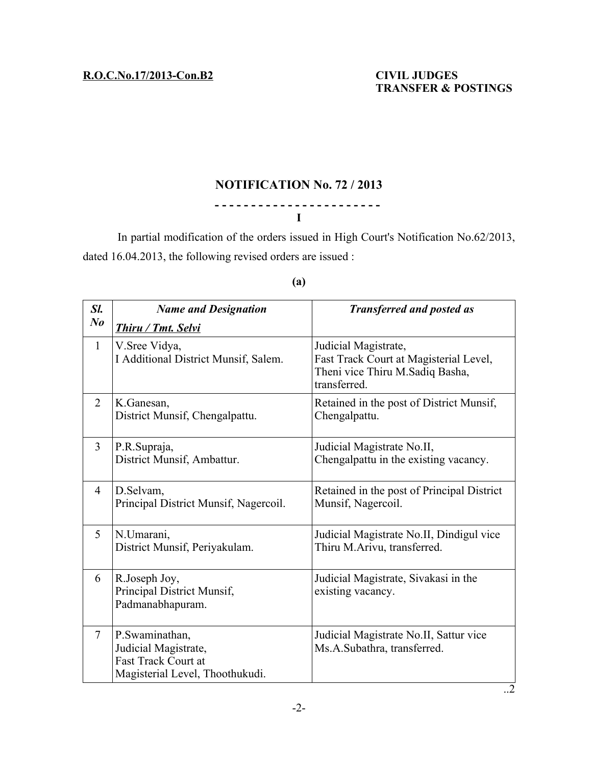**R.O.C.No.17/2013-Con.B2**

**CIVIL JUDGES**
**TRANSFER & POSTINGS**

## NOTIFICATION No. 72 / 2013

**- - - - - - - - - - - - - - - - - - - - - - -**

**I**

In partial modification of the orders issued in High Court's Notification No.62/2013, dated 16.04.2013, the following revised orders are issued :

**(a)**

| ***Sl. No*** | ***Name and Designation*** <br> ***Thiru / Tmt. Selvi*** | ***Transferred and posted as*** |
|---|---|---|
| 1 | V.Sree Vidya, <br> I Additional District Munsif, Salem. | Judicial Magistrate, <br> Fast Track Court at Magisterial Level, Theni vice Thiru M.Sadiq Basha, transferred. |
| 2 | K.Ganesan, <br> District Munsif, Chengalpattu. | Retained in the post of District Munsif, Chengalpattu. |
| 3 | P.R.Supraja, <br> District Munsif, Ambattur. | Judicial Magistrate No.II, <br> Chengalpattu in the existing vacancy. |
| 4 | D.Selvam, <br> Principal District Munsif, Nagercoil. | Retained in the post of Principal District Munsif, Nagercoil. |
| 5 | N.Umarani, <br> District Munsif, Periyakulam. | Judicial Magistrate No.II, Dindigul vice Thiru M.Arivu, transferred. |
| 6 | R.Joseph Joy, <br> Principal District Munsif, Padmanabhapuram. | Judicial Magistrate, Sivakasi in the existing vacancy. |
| 7 | P.Swaminathan, <br> Judicial Magistrate, <br> Fast Track Court at Magisterial Level, Thoothukudi. | Judicial Magistrate No.II, Sattur vice Ms.A.Subathra, transferred. |

..2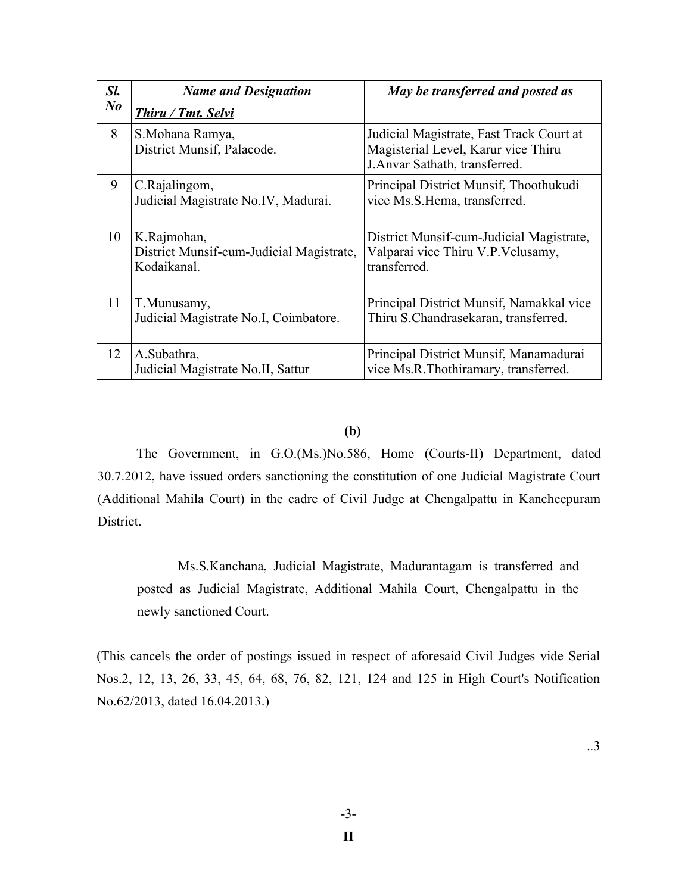| *Sl. No* | ***Name and Designation*** ***Thiru / Tmt. Selvi*** | ***May be transferred and posted as*** |
|---|---|---|
| 8 | S.Mohana Ramya, District Munsif, Palacode. | Judicial Magistrate, Fast Track Court at Magisterial Level, Karur vice Thiru J.Anvar Sathath, transferred. |
| 9 | C.Rajalingom, Judicial Magistrate No.IV, Madurai. | Principal District Munsif, Thoothukudi vice Ms.S.Hema, transferred. |
| 10 | K.Rajmohan, District Munsif-cum-Judicial Magistrate, Kodaikanal. | District Munsif-cum-Judicial Magistrate, Valparai vice Thiru V.P.Velusamy, transferred. |
| 11 | T.Munusamy, Judicial Magistrate No.I, Coimbatore. | Principal District Munsif, Namakkal vice Thiru S.Chandrasekaran, transferred. |
| 12 | A.Subathra, Judicial Magistrate No.II, Sattur | Principal District Munsif, Manamadurai vice Ms.R.Thothiramary, transferred. |

**(b)**

The Government, in G.O.(Ms.)No.586, Home (Courts-II) Department, dated 30.7.2012, have issued orders sanctioning the constitution of one Judicial Magistrate Court (Additional Mahila Court) in the cadre of Civil Judge at Chengalpattu in Kancheepuram District.

Ms.S.Kanchana, Judicial Magistrate, Madurantagam is transferred and posted as Judicial Magistrate, Additional Mahila Court, Chengalpattu in the newly sanctioned Court.

(This cancels the order of postings issued in respect of aforesaid Civil Judges vide Serial Nos.2, 12, 13, 26, 33, 45, 64, 68, 76, 82, 121, 124 and 125 in High Court's Notification No.62/2013, dated 16.04.2013.)

..3

**II**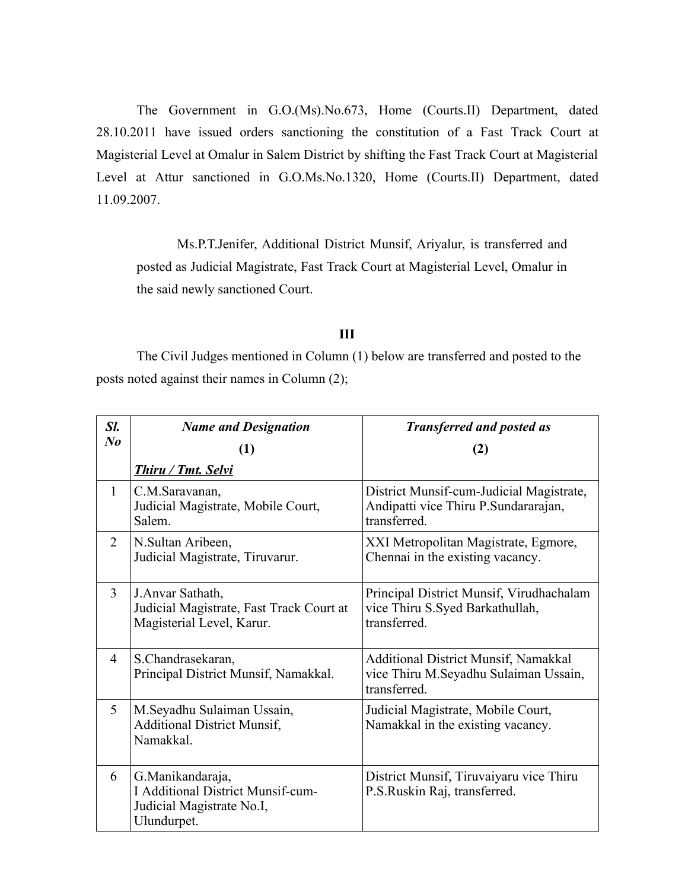The Government in G.O.(Ms).No.673, Home (Courts.II) Department, dated 28.10.2011 have issued orders sanctioning the constitution of a Fast Track Court at Magisterial Level at Omalur in Salem District by shifting the Fast Track Court at Magisterial Level at Attur sanctioned in G.O.Ms.No.1320, Home (Courts.II) Department, dated 11.09.2007.

Ms.P.T.Jenifer, Additional District Munsif, Ariyalur, is transferred and posted as Judicial Magistrate, Fast Track Court at Magisterial Level, Omalur in the said newly sanctioned Court.

### III

The Civil Judges mentioned in Column (1) below are transferred and posted to the posts noted against their names in Column (2);

| ***Sl. No*** | ***Name and Designation*** **(1)** ***Thiru / Tmt. Selvi*** | ***Transferred and posted as*** **(2)** |
|---|---|---|
| 1 | C.M.Saravanan, Judicial Magistrate, Mobile Court, Salem. | District Munsif-cum-Judicial Magistrate, Andipatti vice Thiru P.Sundararajan, transferred. |
| 2 | N.Sultan Aribeen, Judicial Magistrate, Tiruvarur. | XXI Metropolitan Magistrate, Egmore, Chennai in the existing vacancy. |
| 3 | J.Anvar Sathath, Judicial Magistrate, Fast Track Court at Magisterial Level, Karur. | Principal District Munsif, Virudhachalam vice Thiru S.Syed Barkathullah, transferred. |
| 4 | S.Chandrasekaran, Principal District Munsif, Namakkal. | Additional District Munsif, Namakkal vice Thiru M.Seyadhu Sulaiman Ussain, transferred. |
| 5 | M.Seyadhu Sulaiman Ussain, Additional District Munsif, Namakkal. | Judicial Magistrate, Mobile Court, Namakkal in the existing vacancy. |
| 6 | G.Manikandaraja, I Additional District Munsif-cum-Judicial Magistrate No.I, Ulundurpet. | District Munsif, Tiruvaiyaru vice Thiru P.S.Ruskin Raj, transferred. |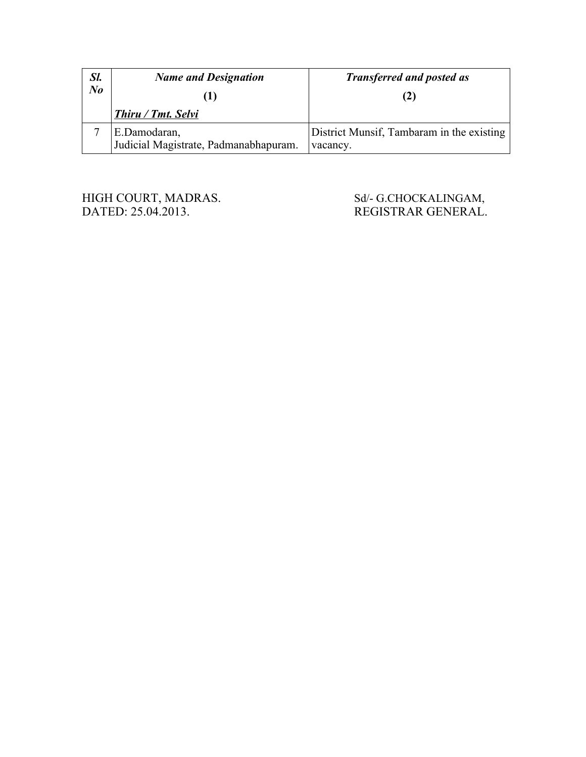| ***Sl. No*** | ***Name and Designation*** ***(1)*** ***Thiru / Tmt. Selvi*** | ***Transferred and posted as*** ***(2)*** |
|---|---|---|
| 7 | E.Damodaran, Judicial Magistrate, Padmanabhapuram. | District Munsif, Tambaram in the existing vacancy. |

HIGH COURT, MADRAS.
DATED: 25.04.2013.

Sd/- G.CHOCKALINGAM,
REGISTRAR GENERAL.